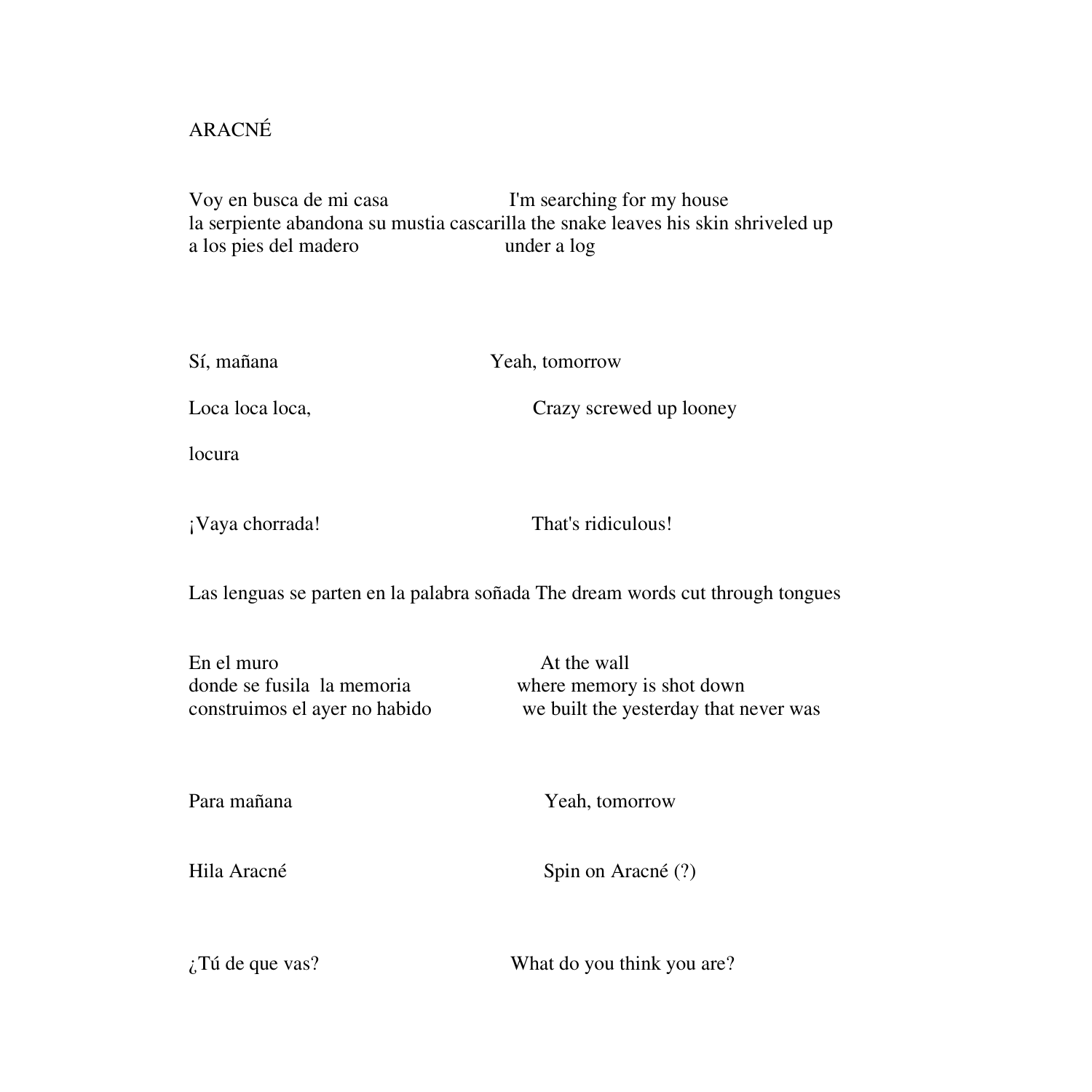ARACNÉ

| | |
|---|---|
| Voy en busca de mi casa | I'm searching for my house |
| la serpiente abandona su mustia cascarilla | the snake leaves his skin shriveled up |
| a los pies del madero | under a log |
| | |
| Sí, mañana | Yeah, tomorrow |
| | |
| Loca loca loca, | Crazy screwed up looney |
| | |
| locura | |
| | |
| ¡Vaya chorrada! | That's ridiculous! |
| | |
| Las lenguas se parten en la palabra soñada | The dream words cut through tongues |
| | |
| En el muro | At the wall |
| donde se fusila la memoria | where memory is shot down |
| construimos el ayer no habido | we built the yesterday that never was |
| | |
| Para mañana | Yeah, tomorrow |
| | |
| Hila Aracné | Spin on Aracné (?) |
| | |
| ¿Tú de que vas? | What do you think you are? |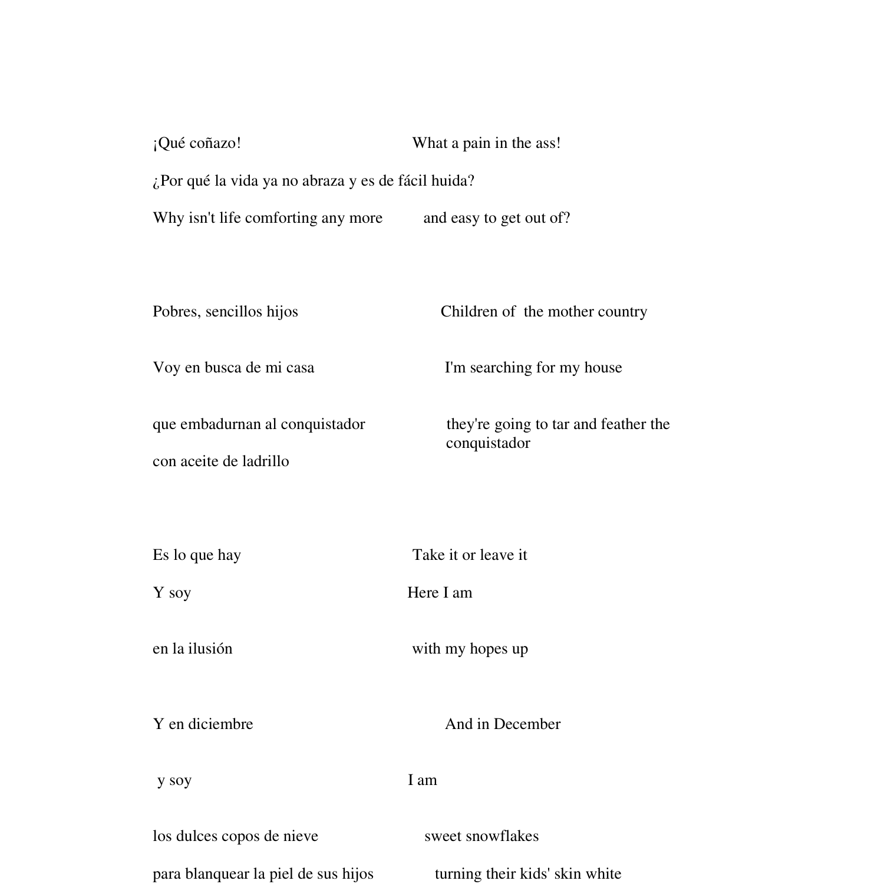¡Qué coñazo! What a pain in the ass!

¿Por qué la vida ya no abraza y es de fácil huida?

Why isn't life comforting any more and easy to get out of?

Pobres, sencillos hijos Children of the mother country

Voy en busca de mi casa I'm searching for my house

que embadurnan al conquistador they're going to tar and feather the conquistador

con aceite de ladrillo

Es lo que hay Take it or leave it

Y soy Here I am

en la ilusión with my hopes up

Y en diciembre And in December

y soy I am

los dulces copos de nieve sweet snowflakes

para blanquear la piel de sus hijos turning their kids' skin white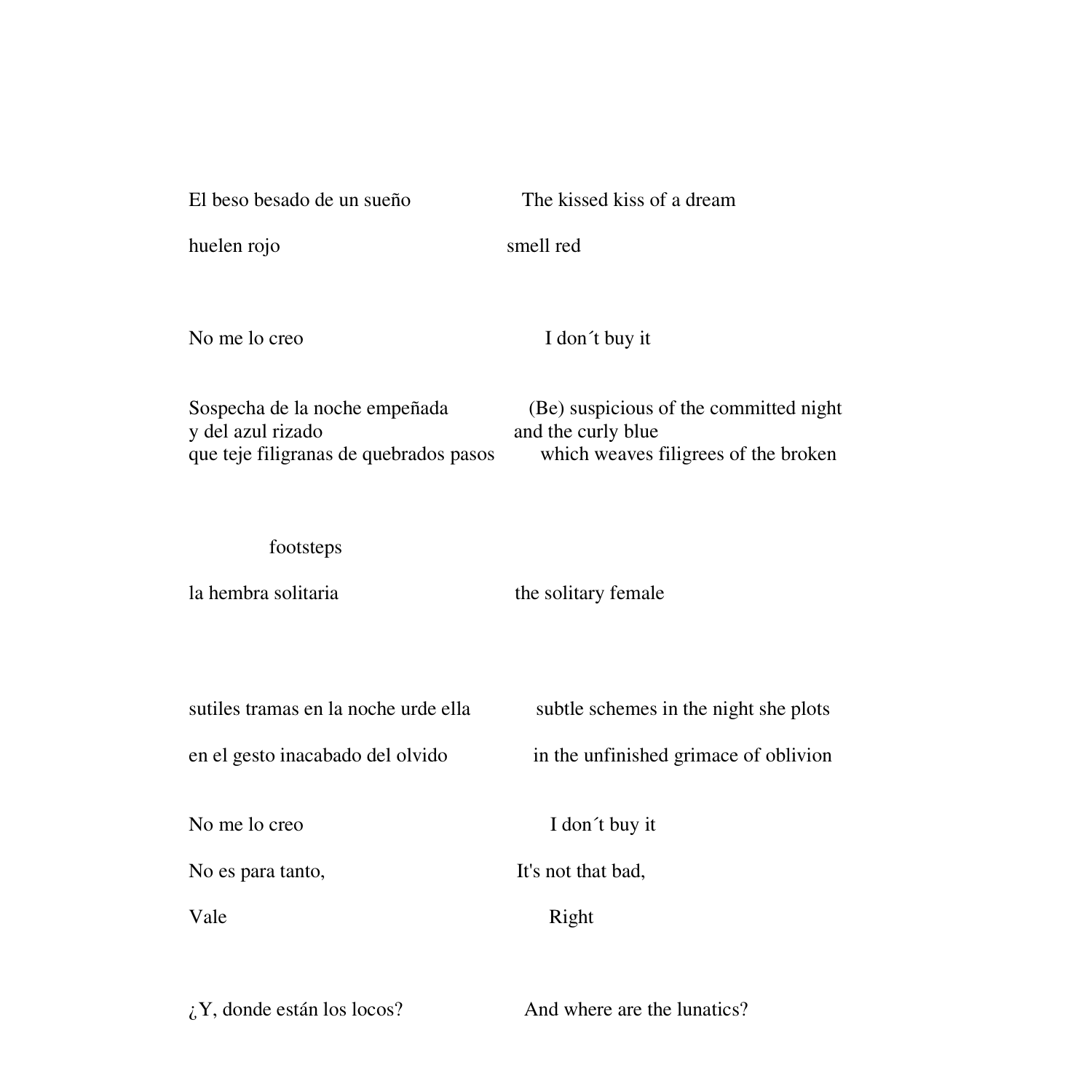El beso besado de un sueño The kissed kiss of a dream

huelen rojo smell red

No me lo creo I don´t buy it

Sospecha de la noche empeñada (Be) suspicious of the committed night
y del azul rizado and the curly blue
que teje filigranas de quebrados pasos which weaves filigrees of the broken

footsteps

la hembra solitaria the solitary female

sutiles tramas en la noche urde ella subtle schemes in the night she plots

en el gesto inacabado del olvido in the unfinished grimace of oblivion

No me lo creo I don´t buy it

No es para tanto, It's not that bad,

Vale Right

¿Y, donde están los locos? And where are the lunatics?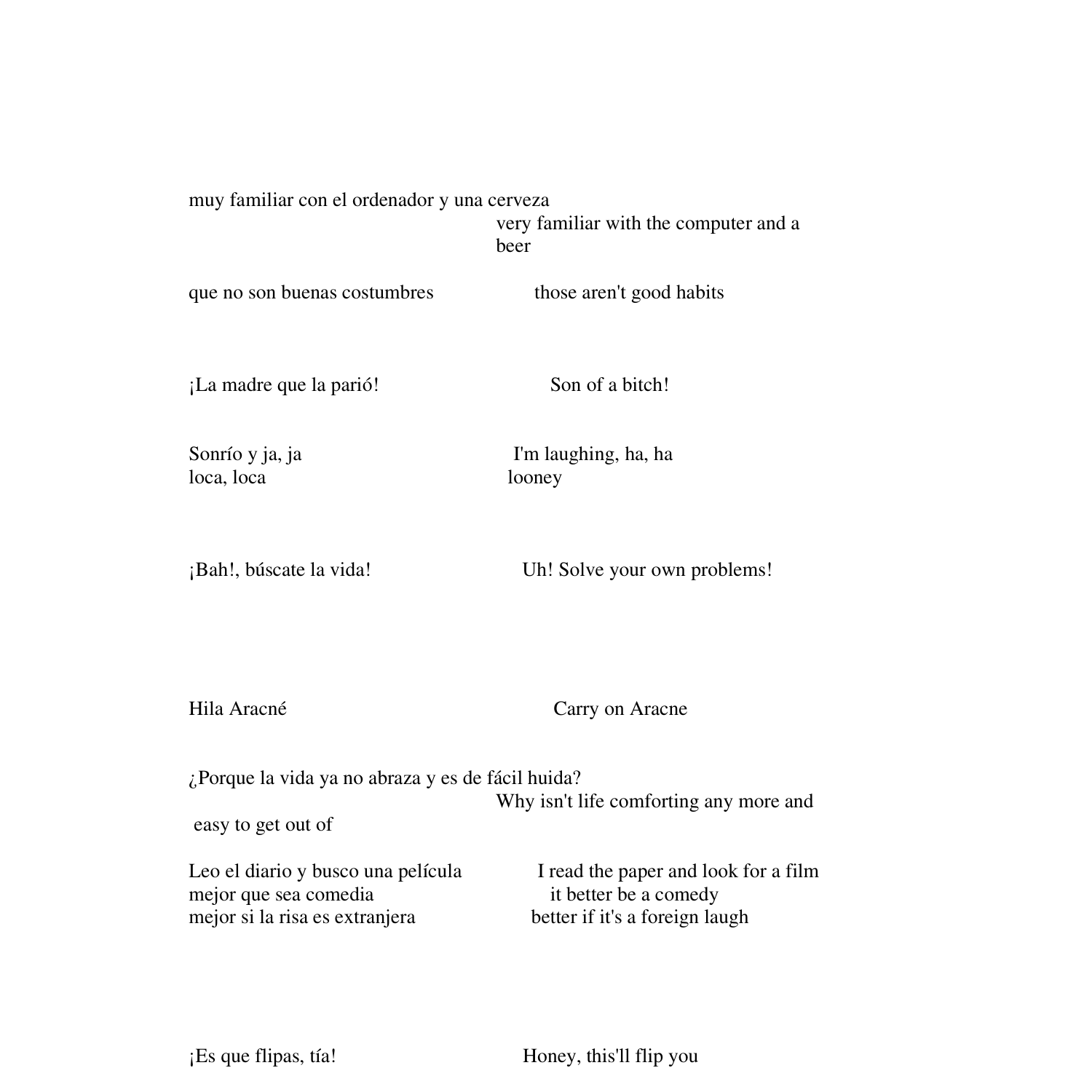muy familiar con el ordenador y una cerveza
very familiar with the computer and a beer

que no son buenas costumbres — those aren't good habits

¡La madre que la parió! — Son of a bitch!

Sonrío y ja, ja — I'm laughing, ha, ha
loca, loca — looney

¡Bah!, búscate la vida! — Uh! Solve your own problems!

Hila Aracné — Carry on Aracne

¿Porque la vida ya no abraza y es de fácil huida?
Why isn't life comforting any more and easy to get out of

Leo el diario y busco una película — I read the paper and look for a film
mejor que sea comedia — it better be a comedy
mejor si la risa es extranjera — better if it's a foreign laugh

¡Es que flipas, tía! — Honey, this'll flip you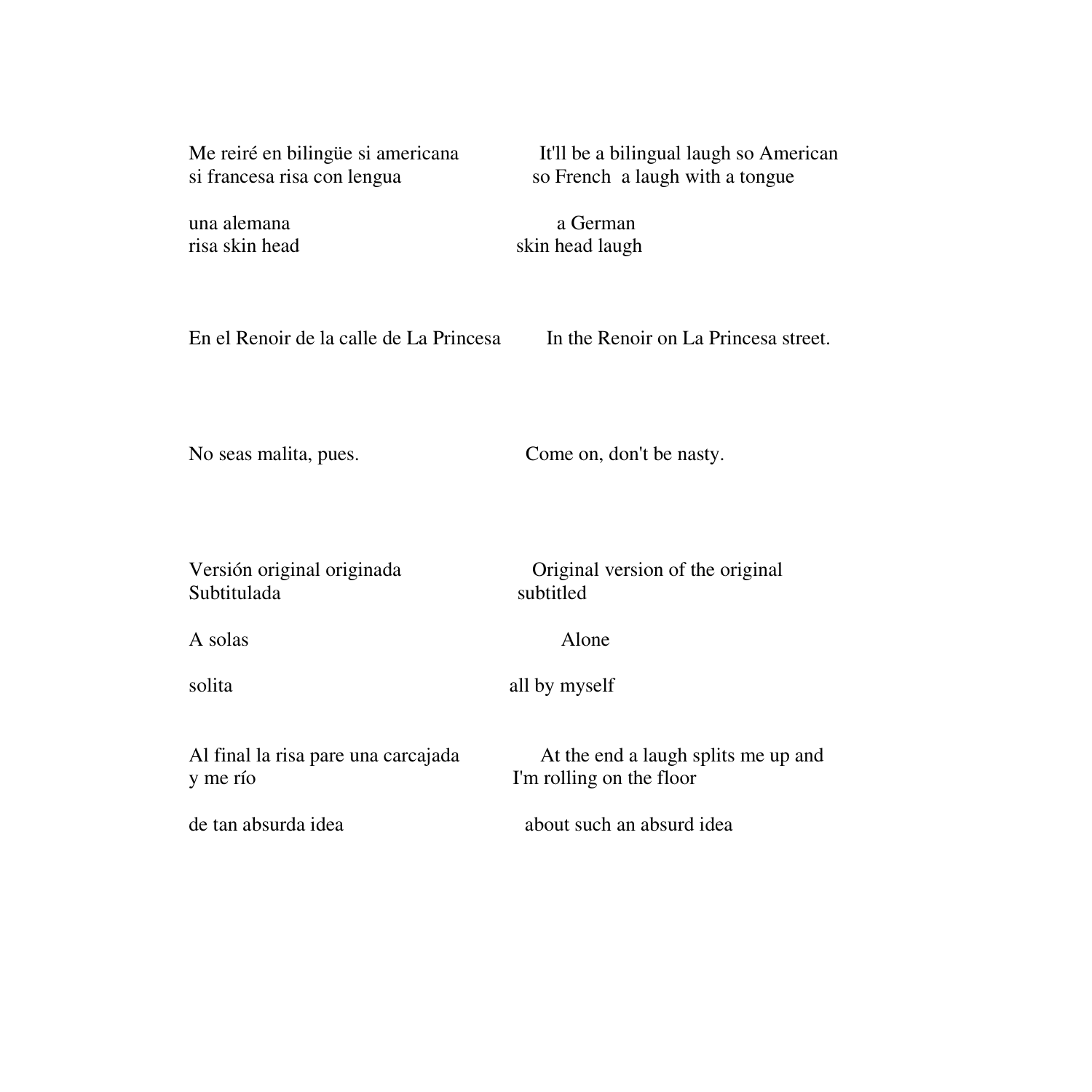| | |
| --- | --- |
| Me reiré en bilingüe si americana<br>si francesa risa con lengua | It'll be a bilingual laugh so American<br>so French  a laugh with a tongue |
| una alemana<br>risa skin head | a German<br>skin head laugh |
| En el Renoir de la calle de La Princesa | In the Renoir on La Princesa street. |
| No seas malita, pues. | Come on, don't be nasty. |
| Versión original originada<br>Subtitulada | Original version of the original<br>subtitled |
| A solas | Alone |
| solita | all by myself |
| Al final la risa pare una carcajada<br>y me río | At the end a laugh splits me up and<br>I'm rolling on the floor |
| de tan absurda idea | about such an absurd idea |